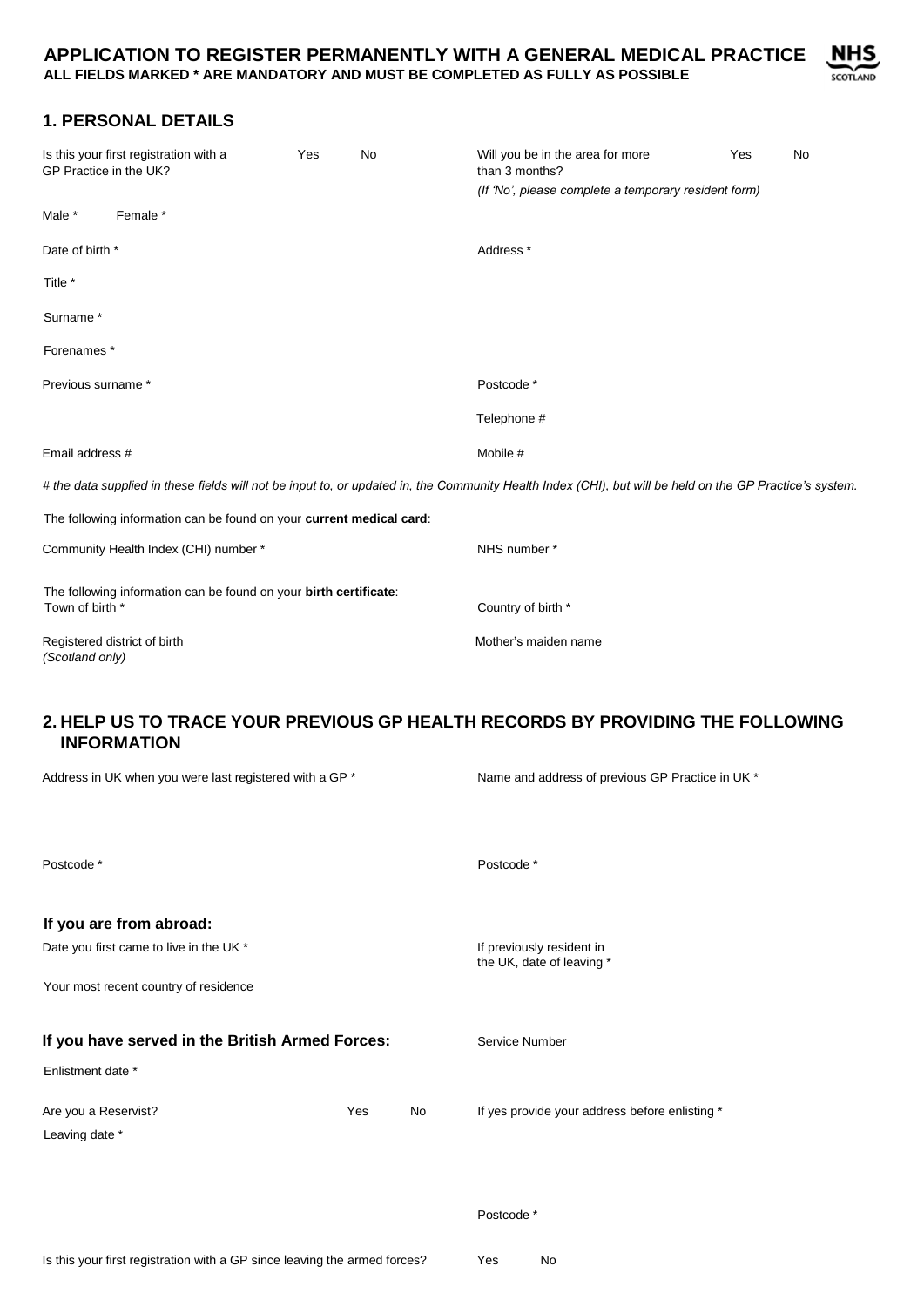# APPLICATION TO REGISTER PERMANENTLY WITH A GENERAL MEDICAL PRACTICE

**ALL FIELDS MARKED * ARE MANDATORY AND MUST BE COMPLETED AS FULLY AS POSSIBLE**

NHS SCOTLAND

## 1. PERSONAL DETAILS

Is this your first registration with a GP Practice in the UK? Yes No

Will you be in the area for more than 3 months? Yes No
*(If 'No', please complete a temporary resident form)*

Male * Female *

Date of birth *

Title *

Surname *

Forenames *

Previous surname *

Address *

Postcode *

Telephone #

Email address #

Mobile #

*# the data supplied in these fields will not be input to, or updated in, the Community Health Index (CHI), but will be held on the GP Practice's system.*

The following information can be found on your **current medical card**:

Community Health Index (CHI) number *

NHS number *

The following information can be found on your **birth certificate**:

Town of birth *

Country of birth *

Registered district of birth
*(Scotland only)*

Mother's maiden name

## 2. HELP US TO TRACE YOUR PREVIOUS GP HEALTH RECORDS BY PROVIDING THE FOLLOWING INFORMATION

Address in UK when you were last registered with a GP *

Postcode *

Name and address of previous GP Practice in UK *

Postcode *

### If you are from abroad:

Date you first came to live in the UK *

If previously resident in the UK, date of leaving *

Your most recent country of residence

### If you have served in the British Armed Forces:

Service Number

Enlistment date *

Are you a Reservist? Yes No

If yes provide your address before enlisting *

Leaving date *

Postcode *

Is this your first registration with a GP since leaving the armed forces? Yes No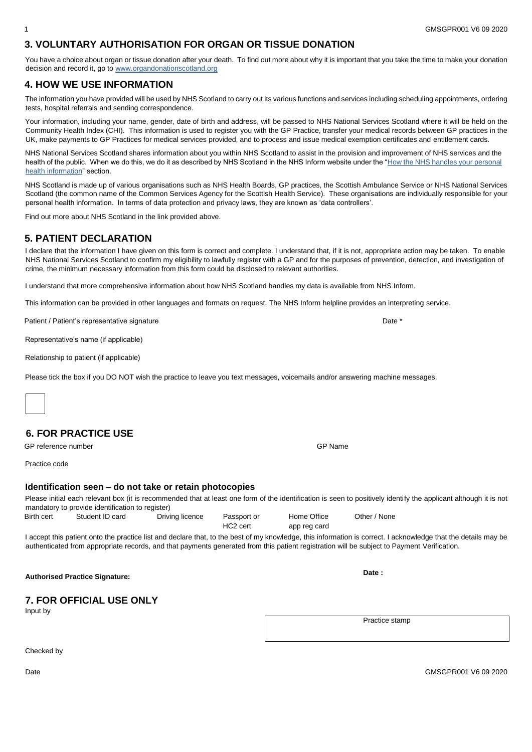## 3. VOLUNTARY AUTHORISATION FOR ORGAN OR TISSUE DONATION

You have a choice about organ or tissue donation after your death. To find out more about why it is important that you take the time to make your donation decision and record it, go to www.organdonationscotland.org

## 4. HOW WE USE INFORMATION

The information you have provided will be used by NHS Scotland to carry out its various functions and services including scheduling appointments, ordering tests, hospital referrals and sending correspondence.

Your information, including your name, gender, date of birth and address, will be passed to NHS National Services Scotland where it will be held on the Community Health Index (CHI). This information is used to register you with the GP Practice, transfer your medical records between GP practices in the UK, make payments to GP Practices for medical services provided, and to process and issue medical exemption certificates and entitlement cards.

NHS National Services Scotland shares information about you within NHS Scotland to assist in the provision and improvement of NHS services and the health of the public. When we do this, we do it as described by NHS Scotland in the NHS Inform website under the "How the NHS handles your personal health information" section.

NHS Scotland is made up of various organisations such as NHS Health Boards, GP practices, the Scottish Ambulance Service or NHS National Services Scotland (the common name of the Common Services Agency for the Scottish Health Service). These organisations are individually responsible for your personal health information. In terms of data protection and privacy laws, they are known as 'data controllers'.

Find out more about NHS Scotland in the link provided above.

## 5. PATIENT DECLARATION

I declare that the information I have given on this form is correct and complete. I understand that, if it is not, appropriate action may be taken. To enable NHS National Services Scotland to confirm my eligibility to lawfully register with a GP and for the purposes of prevention, detection, and investigation of crime, the minimum necessary information from this form could be disclosed to relevant authorities.

I understand that more comprehensive information about how NHS Scotland handles my data is available from NHS Inform.

This information can be provided in other languages and formats on request. The NHS Inform helpline provides an interpreting service.

Patient / Patient's representative signature

Date *

Representative's name (if applicable)

Relationship to patient (if applicable)

Please tick the box if you DO NOT wish the practice to leave you text messages, voicemails and/or answering machine messages.

☐

## 6. FOR PRACTICE USE

GP reference number

GP Name

Practice code

### Identification seen – do not take or retain photocopies

Please initial each relevant box (it is recommended that at least one form of the identification is seen to positively identify the applicant although it is not mandatory to provide identification to register)

| Birth cert | Student ID card | Driving licence | Passport or HC2 cert | Home Office app reg card | Other / None |
|---|---|---|---|---|---|
| | | | | | |

I accept this patient onto the practice list and declare that, to the best of my knowledge, this information is correct. I acknowledge that the details may be authenticated from appropriate records, and that payments generated from this patient registration will be subject to Payment Verification.

**Authorised Practice Signature:**

**Date :**

## 7. FOR OFFICIAL USE ONLY

Input by

Practice stamp

Checked by

Date